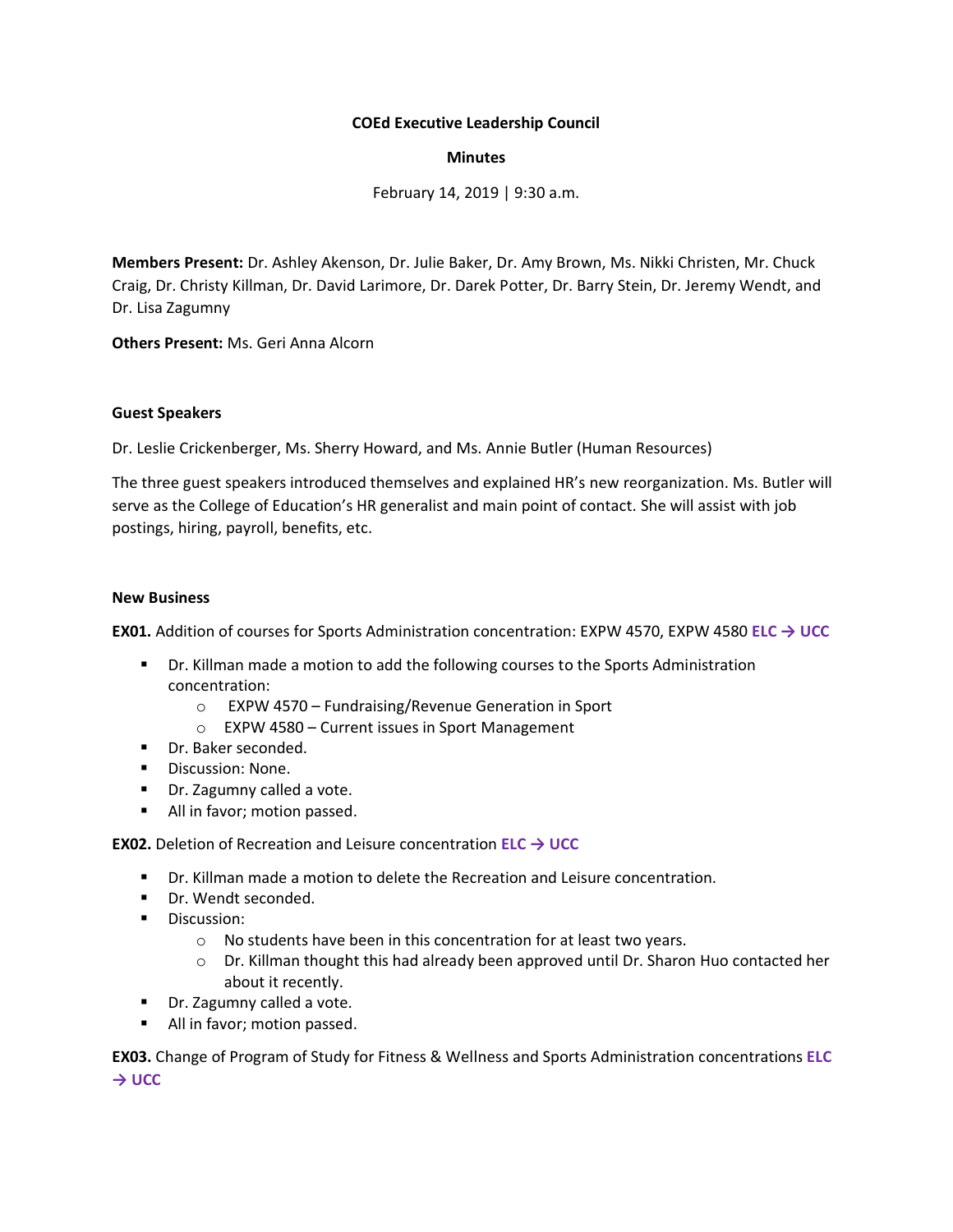**COEd Executive Leadership Council**

**Minutes**

February 14, 2019 | 9:30 a.m.

**Members Present:** Dr. Ashley Akenson, Dr. Julie Baker, Dr. Amy Brown, Ms. Nikki Christen, Mr. Chuck Craig, Dr. Christy Killman, Dr. David Larimore, Dr. Darek Potter, Dr. Barry Stein, Dr. Jeremy Wendt, and Dr. Lisa Zagumny

**Others Present:** Ms. Geri Anna Alcorn

**Guest Speakers**

Dr. Leslie Crickenberger, Ms. Sherry Howard, and Ms. Annie Butler (Human Resources)

The three guest speakers introduced themselves and explained HR's new reorganization. Ms. Butler will serve as the College of Education's HR generalist and main point of contact. She will assist with job postings, hiring, payroll, benefits, etc.

**New Business**

**EX01.** Addition of courses for Sports Administration concentration: EXPW 4570, EXPW 4580 **ELC → UCC**

- Dr. Killman made a motion to add the following courses to the Sports Administration concentration:
  - EXPW 4570 – Fundraising/Revenue Generation in Sport
  - EXPW 4580 – Current issues in Sport Management
- Dr. Baker seconded.
- Discussion: None.
- Dr. Zagumny called a vote.
- All in favor; motion passed.

**EX02.** Deletion of Recreation and Leisure concentration **ELC → UCC**

- Dr. Killman made a motion to delete the Recreation and Leisure concentration.
- Dr. Wendt seconded.
- Discussion:
  - No students have been in this concentration for at least two years.
  - Dr. Killman thought this had already been approved until Dr. Sharon Huo contacted her about it recently.
- Dr. Zagumny called a vote.
- All in favor; motion passed.

**EX03.** Change of Program of Study for Fitness & Wellness and Sports Administration concentrations **ELC → UCC**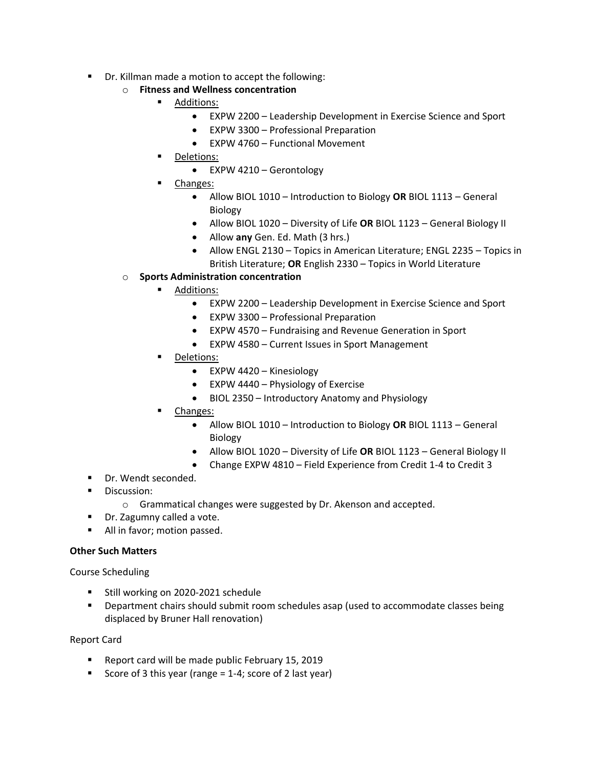- Dr. Killman made a motion to accept the following:
  - **Fitness and Wellness concentration**
    - <u>Additions:</u>
      - EXPW 2200 – Leadership Development in Exercise Science and Sport
      - EXPW 3300 – Professional Preparation
      - EXPW 4760 – Functional Movement
    - <u>Deletions:</u>
      - EXPW 4210 – Gerontology
    - <u>Changes:</u>
      - Allow BIOL 1010 – Introduction to Biology **OR** BIOL 1113 – General Biology
      - Allow BIOL 1020 – Diversity of Life **OR** BIOL 1123 – General Biology II
      - Allow **any** Gen. Ed. Math (3 hrs.)
      - Allow ENGL 2130 – Topics in American Literature; ENGL 2235 – Topics in British Literature; **OR** English 2330 – Topics in World Literature
  - **Sports Administration concentration**
    - <u>Additions:</u>
      - EXPW 2200 – Leadership Development in Exercise Science and Sport
      - EXPW 3300 – Professional Preparation
      - EXPW 4570 – Fundraising and Revenue Generation in Sport
      - EXPW 4580 – Current Issues in Sport Management
    - <u>Deletions:</u>
      - EXPW 4420 – Kinesiology
      - EXPW 4440 – Physiology of Exercise
      - BIOL 2350 – Introductory Anatomy and Physiology
    - <u>Changes:</u>
      - Allow BIOL 1010 – Introduction to Biology **OR** BIOL 1113 – General Biology
      - Allow BIOL 1020 – Diversity of Life **OR** BIOL 1123 – General Biology II
      - Change EXPW 4810 – Field Experience from Credit 1-4 to Credit 3
- Dr. Wendt seconded.
- Discussion:
  - Grammatical changes were suggested by Dr. Akenson and accepted.
- Dr. Zagumny called a vote.
- All in favor; motion passed.

**Other Such Matters**

Course Scheduling

- Still working on 2020-2021 schedule
- Department chairs should submit room schedules asap (used to accommodate classes being displaced by Bruner Hall renovation)

Report Card

- Report card will be made public February 15, 2019
- Score of 3 this year (range = 1-4; score of 2 last year)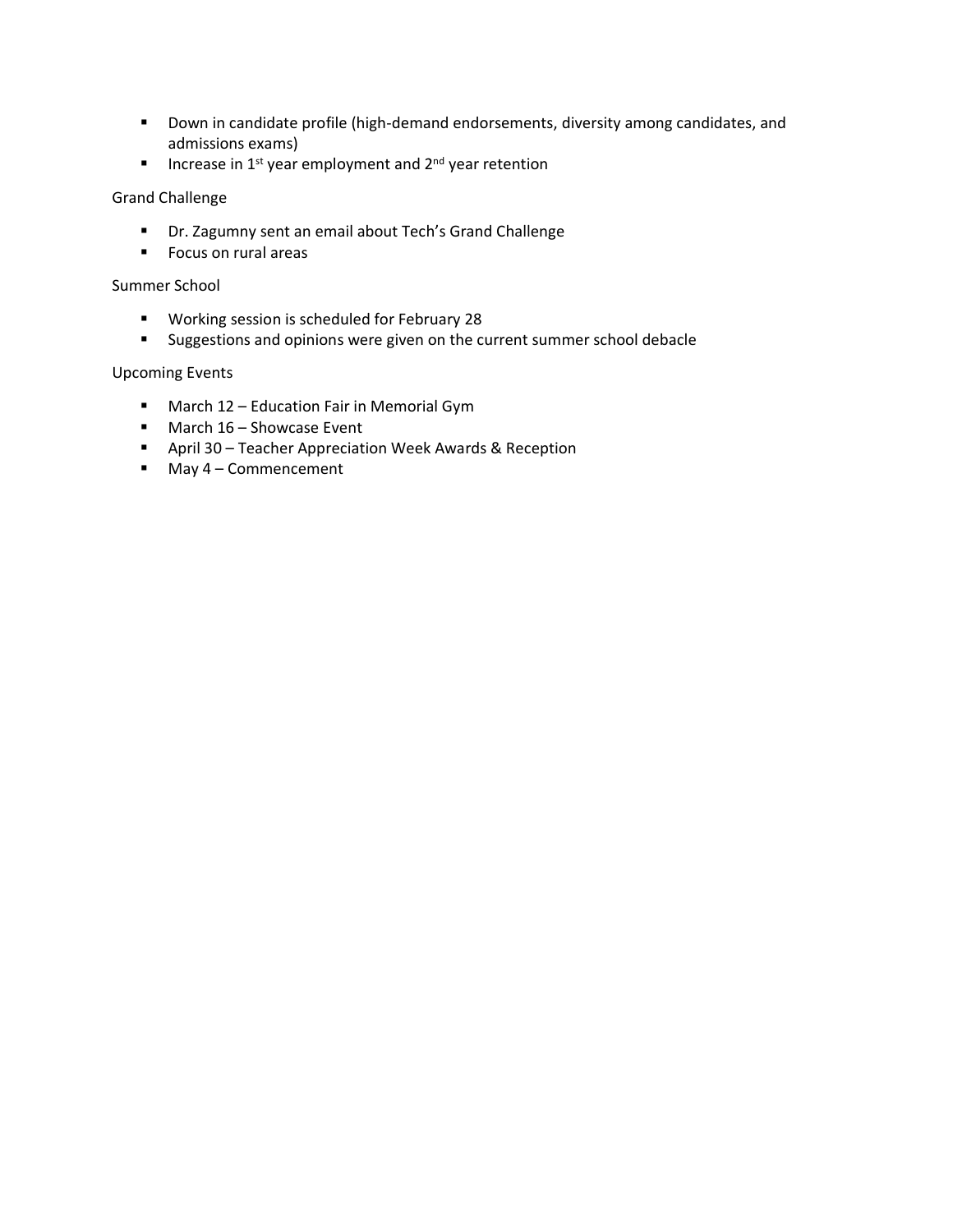- Down in candidate profile (high-demand endorsements, diversity among candidates, and admissions exams)
- Increase in 1st year employment and 2nd year retention

Grand Challenge

- Dr. Zagumny sent an email about Tech's Grand Challenge
- Focus on rural areas

Summer School

- Working session is scheduled for February 28
- Suggestions and opinions were given on the current summer school debacle

Upcoming Events

- March 12 – Education Fair in Memorial Gym
- March 16 – Showcase Event
- April 30 – Teacher Appreciation Week Awards & Reception
- May 4 – Commencement